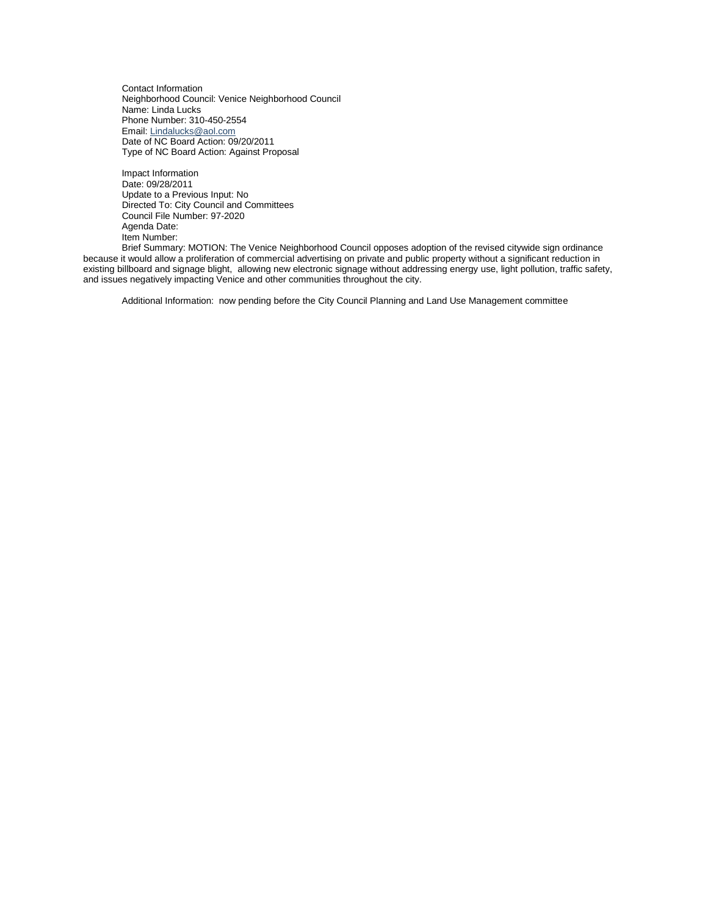Contact Information
Neighborhood Council: Venice Neighborhood Council
Name: Linda Lucks
Phone Number: 310-450-2554
Email: Lindalucks@aol.com
Date of NC Board Action: 09/20/2011
Type of NC Board Action: Against Proposal

Impact Information
Date: 09/28/2011
Update to a Previous Input: No
Directed To: City Council and Committees
Council File Number: 97-2020
Agenda Date:
Item Number:
Brief Summary: MOTION: The Venice Neighborhood Council opposes adoption of the revised citywide sign ordinance because it would allow a proliferation of commercial advertising on private and public property without a significant reduction in existing billboard and signage blight, allowing new electronic signage without addressing energy use, light pollution, traffic safety, and issues negatively impacting Venice and other communities throughout the city.

Additional Information: now pending before the City Council Planning and Land Use Management committee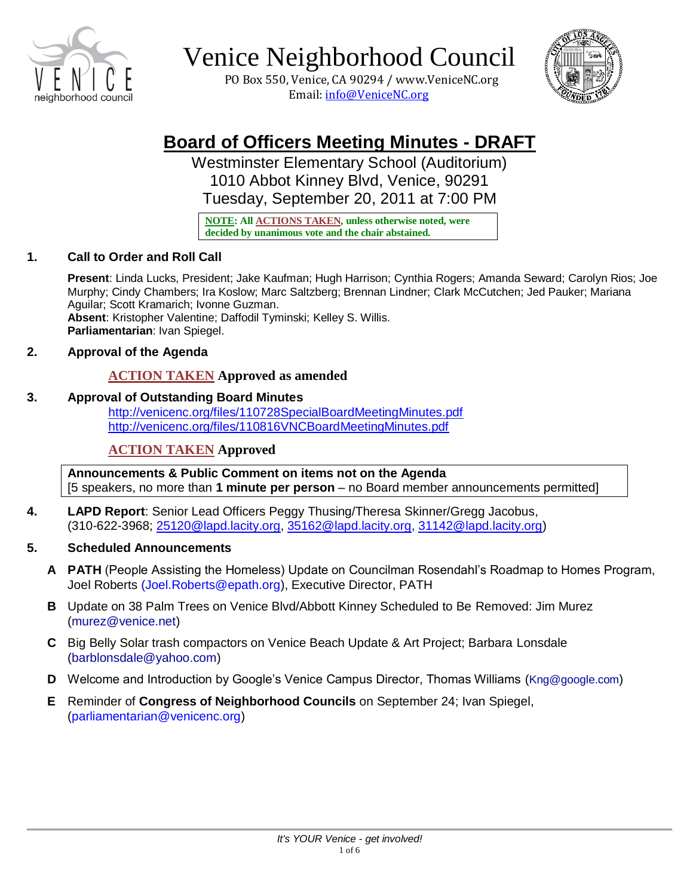# Venice Neighborhood Council

PO Box 550, Venice, CA 90294 / www.VeniceNC.org
Email: info@VeniceNC.org

## Board of Officers Meeting Minutes - DRAFT

Westminster Elementary School (Auditorium)
1010 Abbot Kinney Blvd, Venice, 90291
Tuesday, September 20, 2011 at 7:00 PM

> **NOTE: All ACTIONS TAKEN, unless otherwise noted, were decided by unanimous vote and the chair abstained.**

### 1. Call to Order and Roll Call

**Present**: Linda Lucks, President; Jake Kaufman; Hugh Harrison; Cynthia Rogers; Amanda Seward; Carolyn Rios; Joe Murphy; Cindy Chambers; Ira Koslow; Marc Saltzberg; Brennan Lindner; Clark McCutchen; Jed Pauker; Mariana Aguilar; Scott Kramarich; Ivonne Guzman.
**Absent**: Kristopher Valentine; Daffodil Tyminski; Kelley S. Willis.
**Parliamentarian**: Ivan Spiegel.

### 2. Approval of the Agenda

**ACTION TAKEN Approved as amended**

### 3. Approval of Outstanding Board Minutes

http://venicenc.org/files/110728SpecialBoardMeetingMinutes.pdf
http://venicenc.org/files/110816VNCBoardMeetingMinutes.pdf

**ACTION TAKEN Approved**

**Announcements & Public Comment on items not on the Agenda**
[5 speakers, no more than **1 minute per person** – no Board member announcements permitted]

### 4. LAPD Report

**LAPD Report**: Senior Lead Officers Peggy Thusing/Theresa Skinner/Gregg Jacobus, (310-622-3968; 25120@lapd.lacity.org, 35162@lapd.lacity.org, 31142@lapd.lacity.org)

### 5. Scheduled Announcements

- **A** **PATH** (People Assisting the Homeless) Update on Councilman Rosendahl's Roadmap to Homes Program, Joel Roberts (Joel.Roberts@epath.org), Executive Director, PATH
- **B** Update on 38 Palm Trees on Venice Blvd/Abbott Kinney Scheduled to Be Removed: Jim Murez (murez@venice.net)
- **C** Big Belly Solar trash compactors on Venice Beach Update & Art Project; Barbara Lonsdale (barblonsdale@yahoo.com)
- **D** Welcome and Introduction by Google's Venice Campus Director, Thomas Williams (Kng@google.com)
- **E** Reminder of **Congress of Neighborhood Councils** on September 24; Ivan Spiegel, (parliamentarian@venicenc.org)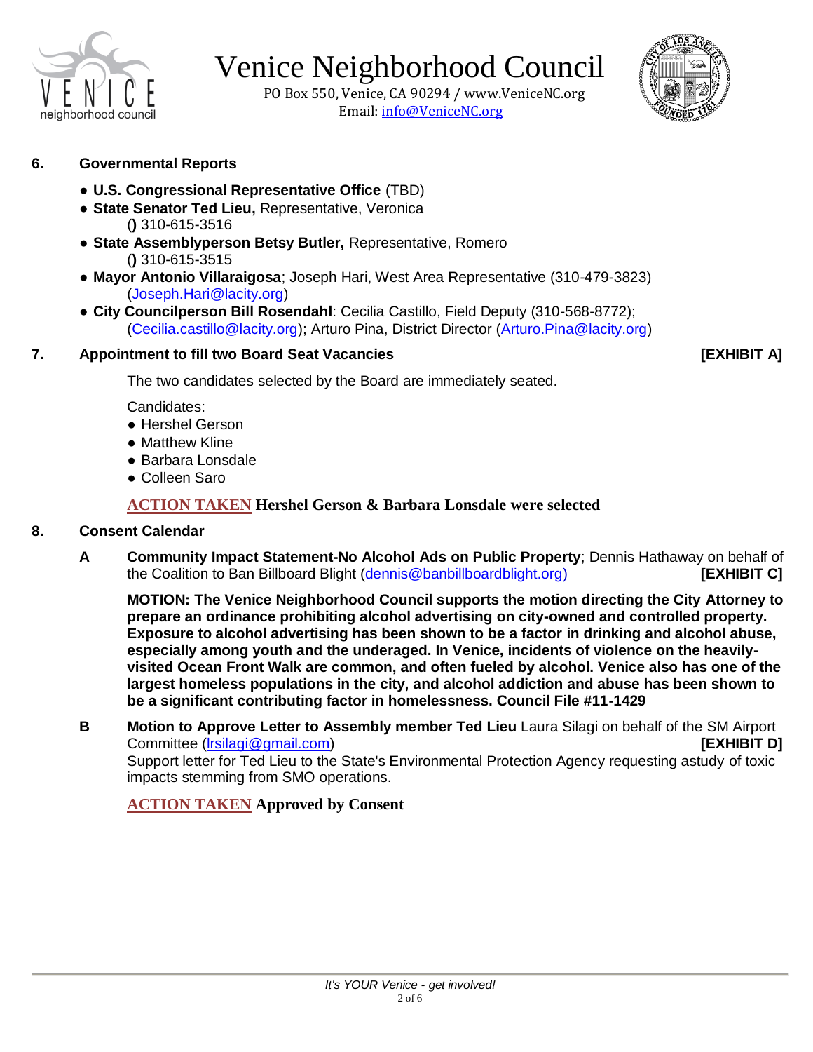# Venice Neighborhood Council

PO Box 550, Venice, CA 90294 / www.VeniceNC.org
Email: info@VeniceNC.org

**6. Governmental Reports**

- **U.S. Congressional Representative Office** (TBD)
- **State Senator Ted Lieu,** Representative, Veronica
  **()** 310-615-3516
- **State Assemblyperson Betsy Butler,** Representative, Romero
  **()** 310-615-3515
- **Mayor Antonio Villaraigosa**; Joseph Hari, West Area Representative (310-479-3823) (Joseph.Hari@lacity.org)
- **City Councilperson Bill Rosendahl**: Cecilia Castillo, Field Deputy (310-568-8772); (Cecilia.castillo@lacity.org); Arturo Pina, District Director (Arturo.Pina@lacity.org)

**7. Appointment to fill two Board Seat Vacancies** **[EXHIBIT A]**

The two candidates selected by the Board are immediately seated.

Candidates:

- Hershel Gerson
- Matthew Kline
- Barbara Lonsdale
- Colleen Saro

**ACTION TAKEN Hershel Gerson & Barbara Lonsdale were selected**

**8. Consent Calendar**

**A** **Community Impact Statement-No Alcohol Ads on Public Property**; Dennis Hathaway on behalf of the Coalition to Ban Billboard Blight (dennis@banbillboardblight.org) **[EXHIBIT C]**

**MOTION: The Venice Neighborhood Council supports the motion directing the City Attorney to prepare an ordinance prohibiting alcohol advertising on city-owned and controlled property. Exposure to alcohol advertising has been shown to be a factor in drinking and alcohol abuse, especially among youth and the underaged. In Venice, incidents of violence on the heavily-visited Ocean Front Walk are common, and often fueled by alcohol. Venice also has one of the largest homeless populations in the city, and alcohol addiction and abuse has been shown to be a significant contributing factor in homelessness. Council File #11-1429**

**B** **Motion to Approve Letter to Assembly member Ted Lieu** Laura Silagi on behalf of the SM Airport Committee (lrsilagi@gmail.com) **[EXHIBIT D]**
Support letter for Ted Lieu to the State's Environmental Protection Agency requesting astudy of toxic impacts stemming from SMO operations.

**ACTION TAKEN Approved by Consent**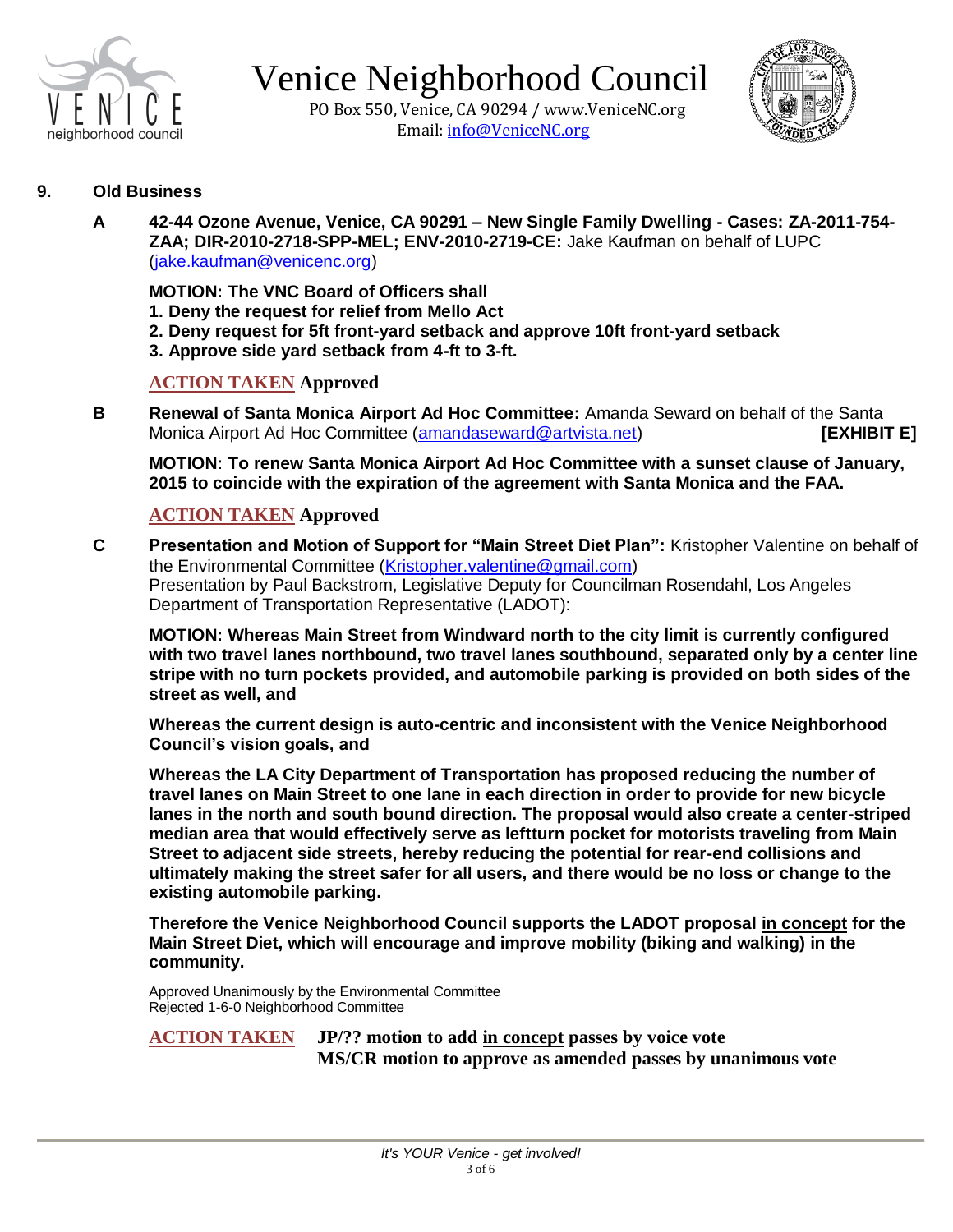# Venice Neighborhood Council

PO Box 550, Venice, CA 90294 / www.VeniceNC.org
Email: info@VeniceNC.org

## 9. Old Business

**A** **42-44 Ozone Avenue, Venice, CA 90291 – New Single Family Dwelling - Cases: ZA-2011-754-ZAA; DIR-2010-2718-SPP-MEL; ENV-2010-2719-CE:** Jake Kaufman on behalf of LUPC (jake.kaufman@venicenc.org)

**MOTION: The VNC Board of Officers shall**
**1. Deny the request for relief from Mello Act**
**2. Deny request for 5ft front-yard setback and approve 10ft front-yard setback**
**3. Approve side yard setback from 4-ft to 3-ft.**

**ACTION TAKEN** **Approved**

**B** **Renewal of Santa Monica Airport Ad Hoc Committee:** Amanda Seward on behalf of the Santa Monica Airport Ad Hoc Committee (amandaseward@artvista.net) **[EXHIBIT E]**

**MOTION: To renew Santa Monica Airport Ad Hoc Committee with a sunset clause of January, 2015 to coincide with the expiration of the agreement with Santa Monica and the FAA.**

**ACTION TAKEN** **Approved**

**C** **Presentation and Motion of Support for "Main Street Diet Plan":** Kristopher Valentine on behalf of the Environmental Committee (Kristopher.valentine@gmail.com)
Presentation by Paul Backstrom, Legislative Deputy for Councilman Rosendahl, Los Angeles Department of Transportation Representative (LADOT):

**MOTION: Whereas Main Street from Windward north to the city limit is currently configured with two travel lanes northbound, two travel lanes southbound, separated only by a center line stripe with no turn pockets provided, and automobile parking is provided on both sides of the street as well, and**

**Whereas the current design is auto-centric and inconsistent with the Venice Neighborhood Council's vision goals, and**

**Whereas the LA City Department of Transportation has proposed reducing the number of travel lanes on Main Street to one lane in each direction in order to provide for new bicycle lanes in the north and south bound direction. The proposal would also create a center-striped median area that would effectively serve as leftturn pocket for motorists traveling from Main Street to adjacent side streets, hereby reducing the potential for rear-end collisions and ultimately making the street safer for all users, and there would be no loss or change to the existing automobile parking.**

**Therefore the Venice Neighborhood Council supports the LADOT proposal <u>in concept</u> for the Main Street Diet, which will encourage and improve mobility (biking and walking) in the community.**

Approved Unanimously by the Environmental Committee
Rejected 1-6-0 Neighborhood Committee

**ACTION TAKEN** **JP/?? motion to add <u>in concept</u> passes by voice vote**
**MS/CR motion to approve as amended passes by unanimous vote**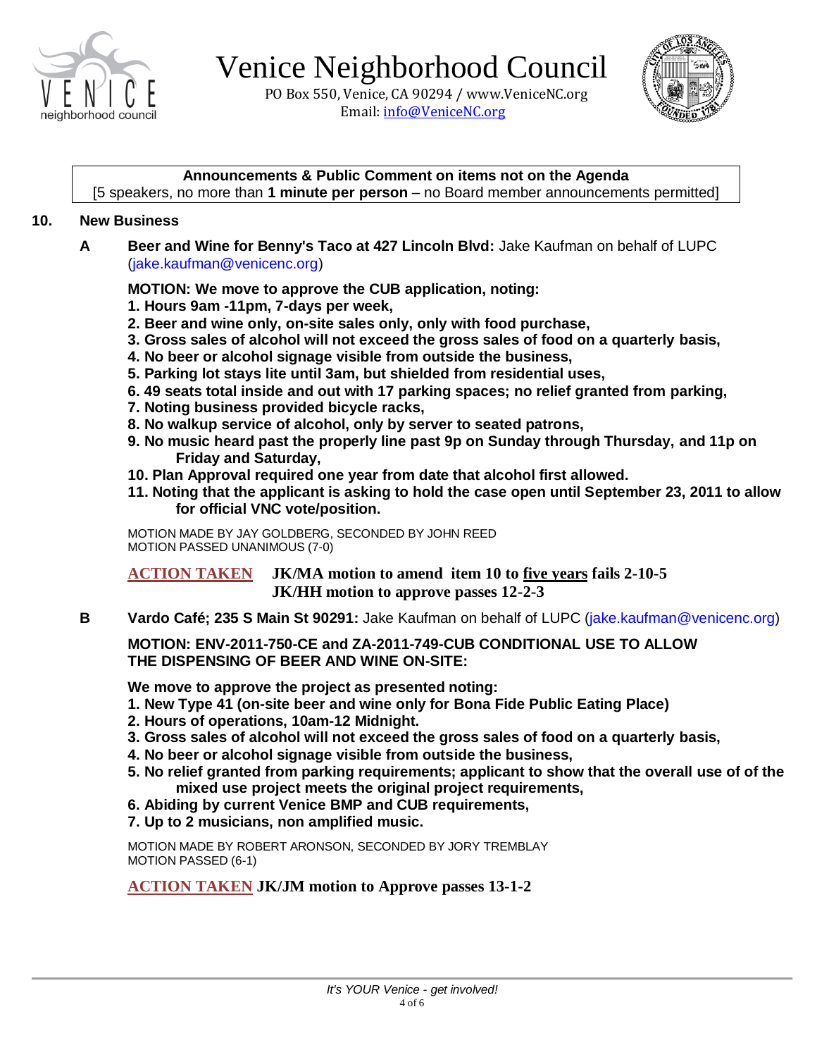# Venice Neighborhood Council

PO Box 550, Venice, CA 90294 / www.VeniceNC.org
Email: info@VeniceNC.org

**Announcements & Public Comment on items not on the Agenda**
[5 speakers, no more than **1 minute per person** – no Board member announcements permitted]

## 10. New Business

**A Beer and Wine for Benny's Taco at 427 Lincoln Blvd:** Jake Kaufman on behalf of LUPC (jake.kaufman@venicenc.org)

**MOTION: We move to approve the CUB application, noting:**

**1. Hours 9am -11pm, 7-days per week,**
**2. Beer and wine only, on-site sales only, only with food purchase,**
**3. Gross sales of alcohol will not exceed the gross sales of food on a quarterly basis,**
**4. No beer or alcohol signage visible from outside the business,**
**5. Parking lot stays lite until 3am, but shielded from residential uses,**
**6. 49 seats total inside and out with 17 parking spaces; no relief granted from parking,**
**7. Noting business provided bicycle racks,**
**8. No walkup service of alcohol, only by server to seated patrons,**
**9. No music heard past the properly line past 9p on Sunday through Thursday, and 11p on Friday and Saturday,**
**10. Plan Approval required one year from date that alcohol first allowed.**
**11. Noting that the applicant is asking to hold the case open until September 23, 2011 to allow for official VNC vote/position.**

MOTION MADE BY JAY GOLDBERG, SECONDED BY JOHN REED
MOTION PASSED UNANIMOUS (7-0)

**ACTION TAKEN** **JK/MA motion to amend item 10 to five years fails 2-10-5**
**JK/HH motion to approve passes 12-2-3**

**B Vardo Café; 235 S Main St 90291:** Jake Kaufman on behalf of LUPC (jake.kaufman@venicenc.org)

**MOTION: ENV-2011-750-CE and ZA-2011-749-CUB CONDITIONAL USE TO ALLOW THE DISPENSING OF BEER AND WINE ON-SITE:**

**We move to approve the project as presented noting:**

**1. New Type 41 (on-site beer and wine only for Bona Fide Public Eating Place)**
**2. Hours of operations, 10am-12 Midnight.**
**3. Gross sales of alcohol will not exceed the gross sales of food on a quarterly basis,**
**4. No beer or alcohol signage visible from outside the business,**
**5. No relief granted from parking requirements; applicant to show that the overall use of of the mixed use project meets the original project requirements,**
**6. Abiding by current Venice BMP and CUB requirements,**
**7. Up to 2 musicians, non amplified music.**

MOTION MADE BY ROBERT ARONSON, SECONDED BY JORY TREMBLAY
MOTION PASSED (6-1)

**ACTION TAKEN** **JK/JM motion to Approve passes 13-1-2**

*It's YOUR Venice - get involved!*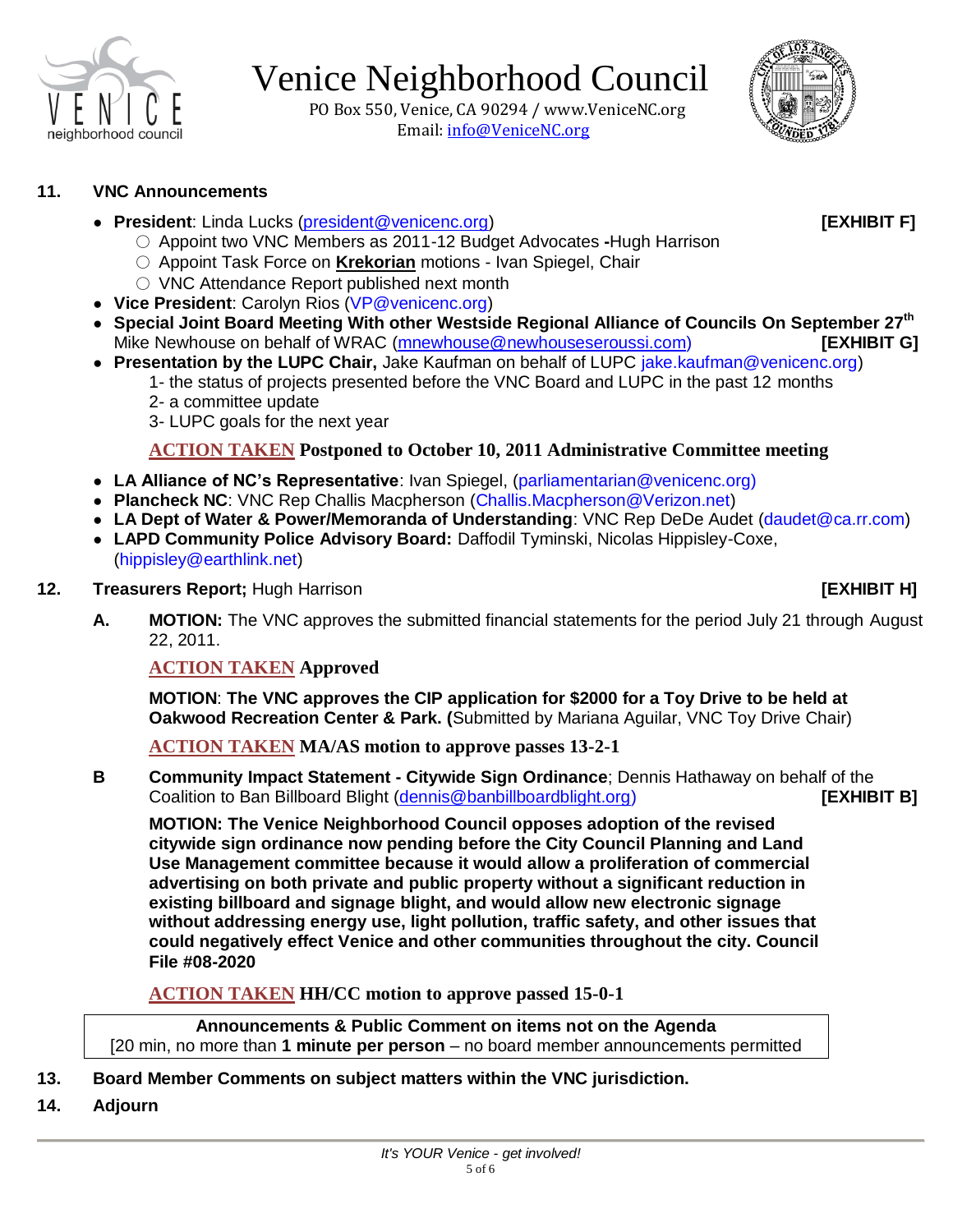**11. VNC Announcements**

- **President**: Linda Lucks (president@venicenc.org) **[EXHIBIT F]**
  - Appoint two VNC Members as 2011-12 Budget Advocates **-**Hugh Harrison
  - Appoint Task Force on **Krekorian** motions - Ivan Spiegel, Chair
  - VNC Attendance Report published next month
- **Vice President**: Carolyn Rios (VP@venicenc.org)
- **Special Joint Board Meeting With other Westside Regional Alliance of Councils On September 27th**
  Mike Newhouse on behalf of WRAC (mnewhouse@newhouseroussi.com) **[EXHIBIT G]**
- **Presentation by the LUPC Chair,** Jake Kaufman on behalf of LUPC jake.kaufman@venicenc.org)
  1- the status of projects presented before the VNC Board and LUPC in the past 12 months
  2- a committee update
  3- LUPC goals for the next year

  **ACTION TAKEN Postponed to October 10, 2011 Administrative Committee meeting**

- **LA Alliance of NC's Representative**: Ivan Spiegel, (parliamentarian@venicenc.org)
- **Plancheck NC**: VNC Rep Challis Macpherson (Challis.Macpherson@Verizon.net)
- **LA Dept of Water & Power/Memoranda of Understanding**: VNC Rep DeDe Audet (daudet@ca.rr.com)
- **LAPD Community Police Advisory Board:** Daffodil Tyminski, Nicolas Hippisley-Coxe, (hippisley@earthlink.net)

**12. Treasurers Report;** Hugh Harrison **[EXHIBIT H]**

**A. MOTION:** The VNC approves the submitted financial statements for the period July 21 through August 22, 2011.

**ACTION TAKEN Approved**

**MOTION**: **The VNC approves the CIP application for $2000 for a Toy Drive to be held at Oakwood Recreation Center & Park. (**Submitted by Mariana Aguilar, VNC Toy Drive Chair)

**ACTION TAKEN MA/AS motion to approve passes 13-2-1**

**B Community Impact Statement - Citywide Sign Ordinance**; Dennis Hathaway on behalf of the Coalition to Ban Billboard Blight (dennis@banbillboardblight.org) **[EXHIBIT B]**

**MOTION: The Venice Neighborhood Council opposes adoption of the revised citywide sign ordinance now pending before the City Council Planning and Land Use Management committee because it would allow a proliferation of commercial advertising on both private and public property without a significant reduction in existing billboard and signage blight, and would allow new electronic signage without addressing energy use, light pollution, traffic safety, and other issues that could negatively effect Venice and other communities throughout the city. Council File #08-2020**

**ACTION TAKEN HH/CC motion to approve passed 15-0-1**

**Announcements & Public Comment on items not on the Agenda**
[20 min, no more than **1 minute per person** – no board member announcements permitted

**13. Board Member Comments on subject matters within the VNC jurisdiction.**

**14. Adjourn**

*It's YOUR Venice - get involved!*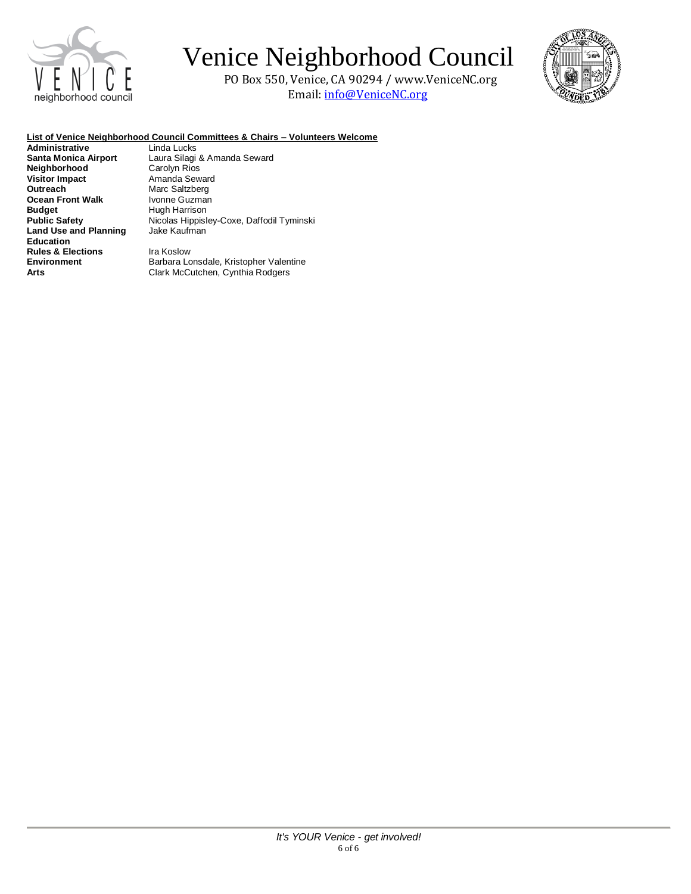# Venice Neighborhood Council

PO Box 550, Venice, CA 90294 / www.VeniceNC.org
Email: info@VeniceNC.org

**List of Venice Neighborhood Council Committees & Chairs – Volunteers Welcome**

| | |
|---|---|
| **Administrative** | Linda Lucks |
| **Santa Monica Airport** | Laura Silagi & Amanda Seward |
| **Neighborhood** | Carolyn Rios |
| **Visitor Impact** | Amanda Seward |
| **Outreach** | Marc Saltzberg |
| **Ocean Front Walk** | Ivonne Guzman |
| **Budget** | Hugh Harrison |
| **Public Safety** | Nicolas Hippisley-Coxe, Daffodil Tyminski |
| **Land Use and Planning** | Jake Kaufman |
| **Education** | |
| **Rules & Elections** | Ira Koslow |
| **Environment** | Barbara Lonsdale, Kristopher Valentine |
| **Arts** | Clark McCutchen, Cynthia Rodgers |

*It's YOUR Venice - get involved!*